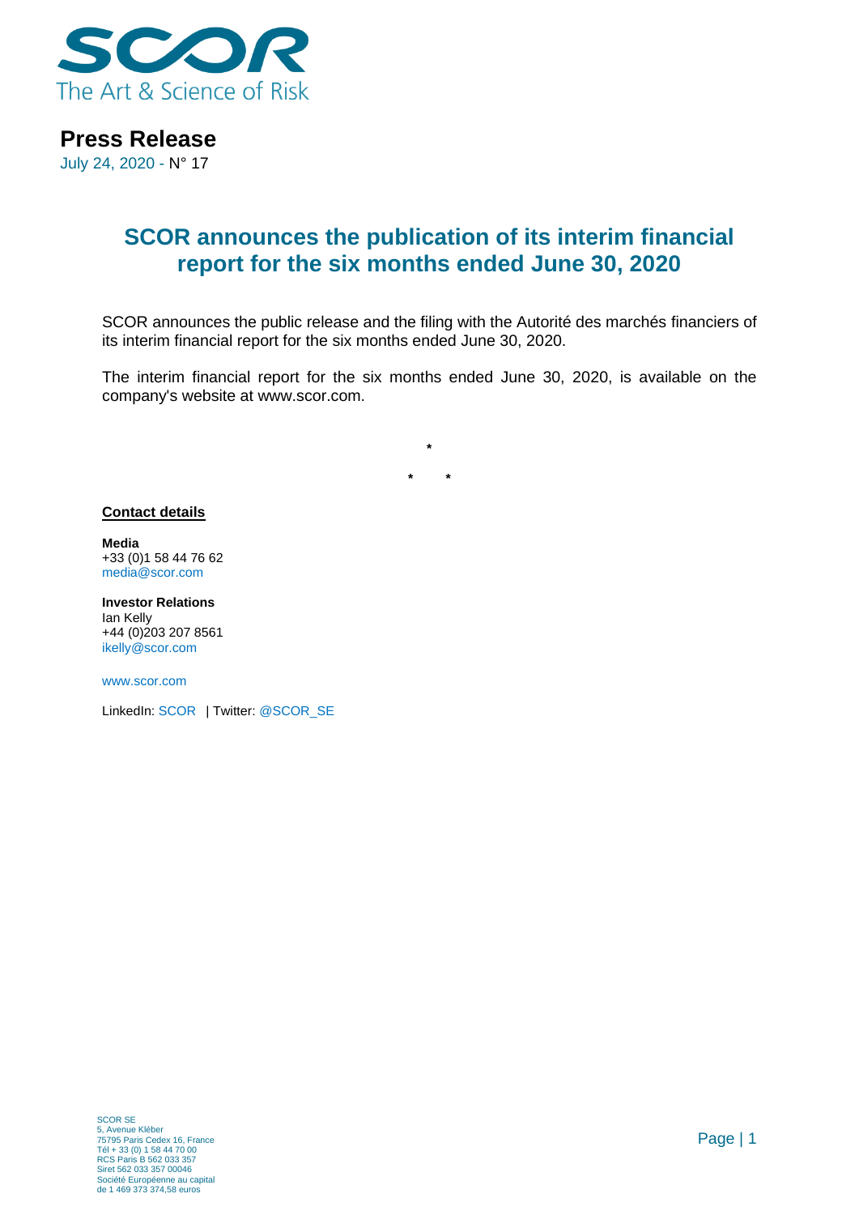SCOR
The Art & Science of Risk

# Press Release

July 24, 2020 - N° 17

## SCOR announces the publication of its interim financial report for the six months ended June 30, 2020

SCOR announces the public release and the filing with the Autorité des marchés financiers of its interim financial report for the six months ended June 30, 2020.

The interim financial report for the six months ended June 30, 2020, is available on the company's website at www.scor.com.

*

\* *

**Contact details**

**Media**
+33 (0)1 58 44 76 62
media@scor.com

**Investor Relations**
Ian Kelly
+44 (0)203 207 8561
ikelly@scor.com

www.scor.com

LinkedIn: SCOR | Twitter: @SCOR_SE

SCOR SE
5, Avenue Kléber
75795 Paris Cedex 16, France
Tél + 33 (0) 1 58 44 70 00
RCS Paris B 562 033 357
Siret 562 033 357 00046
Société Européenne au capital
de 1 469 373 374,58 euros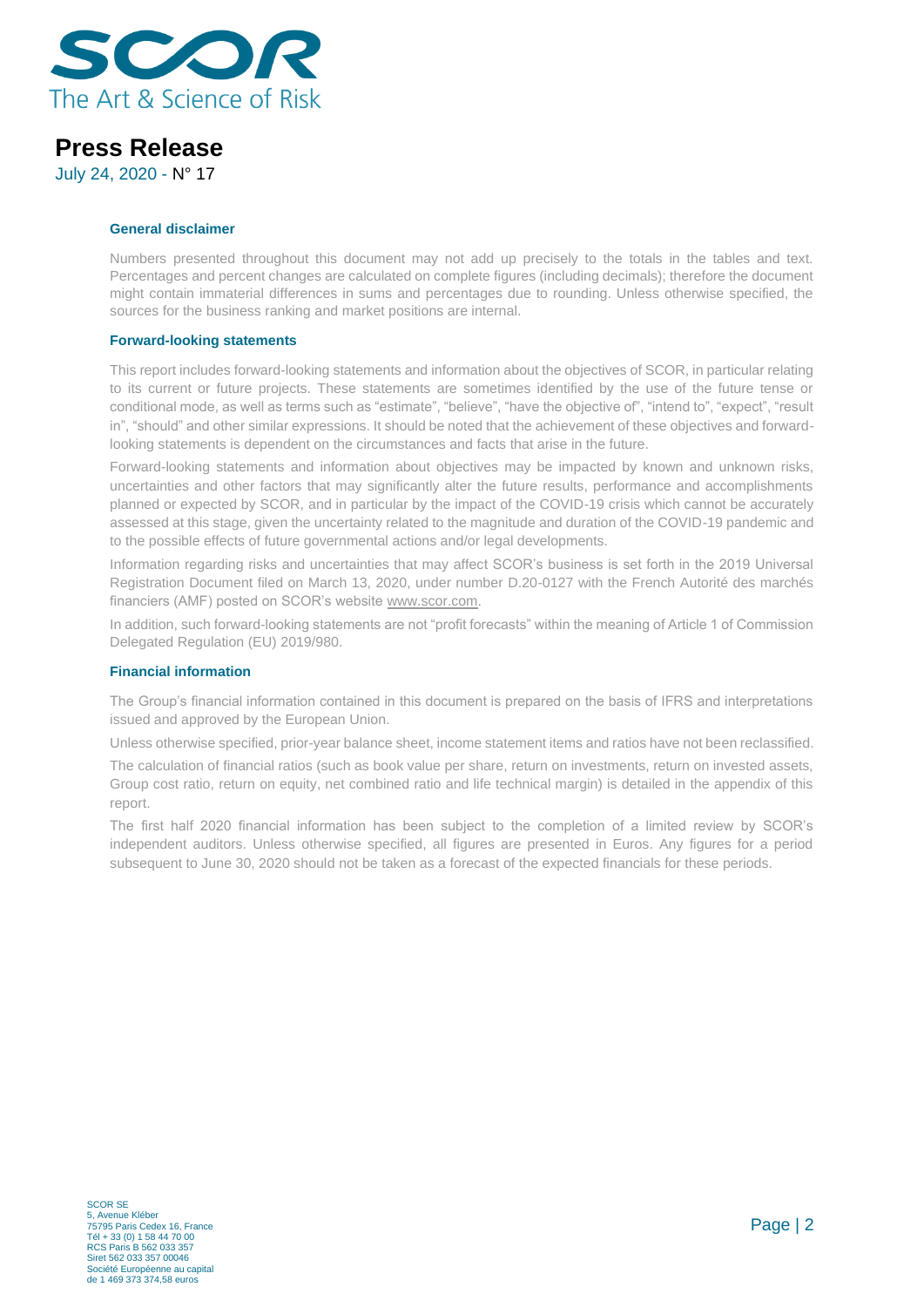# Press Release

July 24, 2020 - N° 17

### General disclaimer

Numbers presented throughout this document may not add up precisely to the totals in the tables and text. Percentages and percent changes are calculated on complete figures (including decimals); therefore the document might contain immaterial differences in sums and percentages due to rounding. Unless otherwise specified, the sources for the business ranking and market positions are internal.

### Forward-looking statements

This report includes forward-looking statements and information about the objectives of SCOR, in particular relating to its current or future projects. These statements are sometimes identified by the use of the future tense or conditional mode, as well as terms such as "estimate", "believe", "have the objective of", "intend to", "expect", "result in", "should" and other similar expressions. It should be noted that the achievement of these objectives and forward-looking statements is dependent on the circumstances and facts that arise in the future.

Forward-looking statements and information about objectives may be impacted by known and unknown risks, uncertainties and other factors that may significantly alter the future results, performance and accomplishments planned or expected by SCOR, and in particular by the impact of the COVID-19 crisis which cannot be accurately assessed at this stage, given the uncertainty related to the magnitude and duration of the COVID-19 pandemic and to the possible effects of future governmental actions and/or legal developments.

Information regarding risks and uncertainties that may affect SCOR's business is set forth in the 2019 Universal Registration Document filed on March 13, 2020, under number D.20-0127 with the French Autorité des marchés financiers (AMF) posted on SCOR's website www.scor.com.

In addition, such forward-looking statements are not "profit forecasts" within the meaning of Article 1 of Commission Delegated Regulation (EU) 2019/980.

### Financial information

The Group's financial information contained in this document is prepared on the basis of IFRS and interpretations issued and approved by the European Union.

Unless otherwise specified, prior-year balance sheet, income statement items and ratios have not been reclassified.

The calculation of financial ratios (such as book value per share, return on investments, return on invested assets, Group cost ratio, return on equity, net combined ratio and life technical margin) is detailed in the appendix of this report.

The first half 2020 financial information has been subject to the completion of a limited review by SCOR's independent auditors. Unless otherwise specified, all figures are presented in Euros. Any figures for a period subsequent to June 30, 2020 should not be taken as a forecast of the expected financials for these periods.

SCOR SE
5, Avenue Kléber
75795 Paris Cedex 16, France
Tél + 33 (0) 1 58 44 70 00
RCS Paris B 562 033 357
Siret 562 033 357 00046
Société Européenne au capital
de 1 469 373 374,58 euros